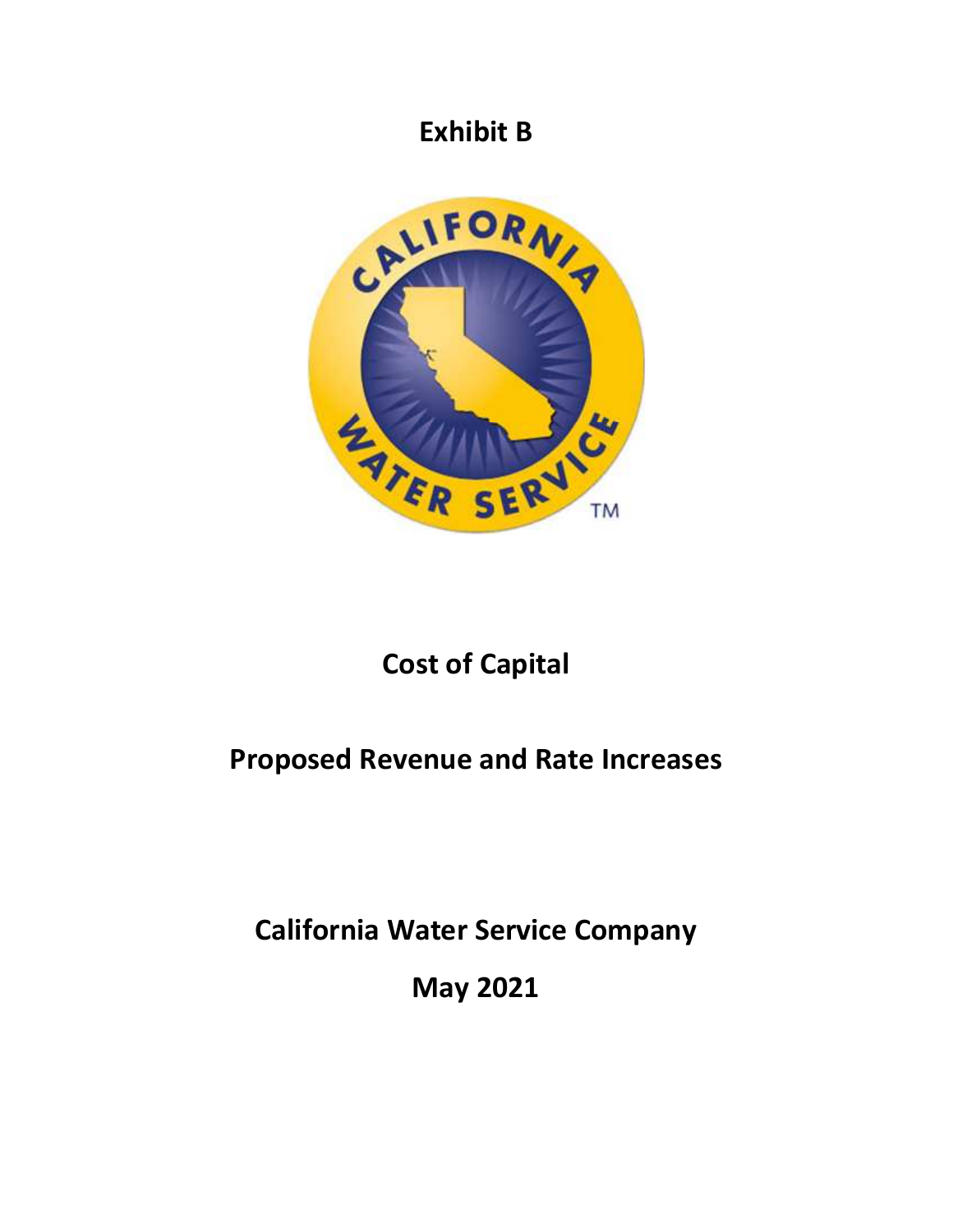# Exhibit B

# Cost of Capital

# Proposed Revenue and Rate Increases

# California Water Service Company

# May 2021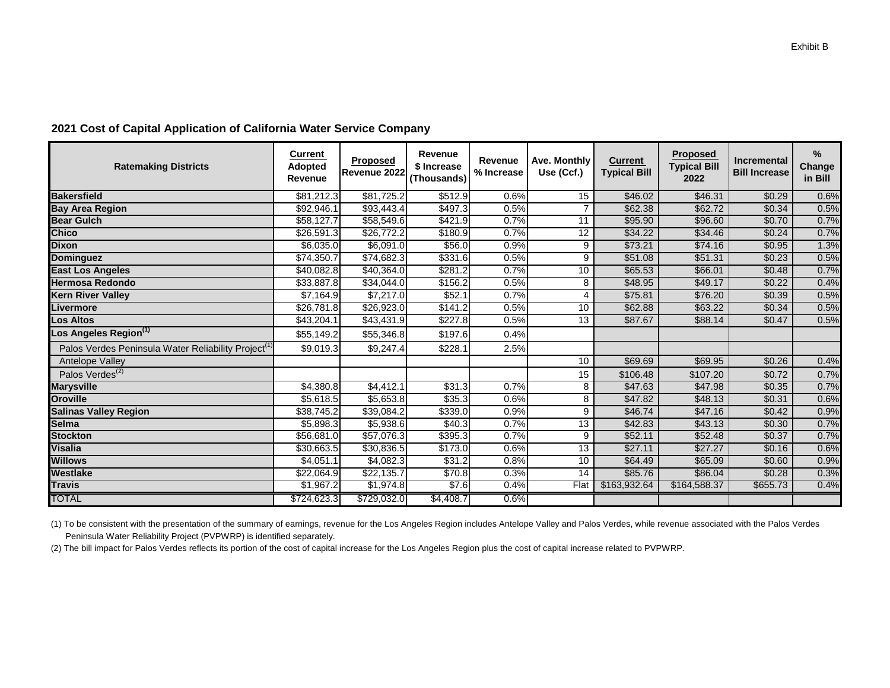Exhibit B

## 2021 Cost of Capital Application of California Water Service Company

| Ratemaking Districts | Current Adopted Revenue | Proposed Revenue 2022 | Revenue $ Increase (Thousands) | Revenue % Increase | Ave. Monthly Use (Ccf.) | Current Typical Bill | Proposed Typical Bill 2022 | Incremental Bill Increase | % Change in Bill |
|---|---|---|---|---|---|---|---|---|---|
| **Bakersfield** | $81,212.3 | $81,725.2 | $512.9 | 0.6% | 15 | $46.02 | $46.31 | $0.29 | 0.6% |
| **Bay Area Region** | $92,946.1 | $93,443.4 | $497.3 | 0.5% | 7 | $62.38 | $62.72 | $0.34 | 0.5% |
| **Bear Gulch** | $58,127.7 | $58,549.6 | $421.9 | 0.7% | 11 | $95.90 | $96.60 | $0.70 | 0.7% |
| **Chico** | $26,591.3 | $26,772.2 | $180.9 | 0.7% | 12 | $34.22 | $34.46 | $0.24 | 0.7% |
| **Dixon** | $6,035.0 | $6,091.0 | $56.0 | 0.9% | 9 | $73.21 | $74.16 | $0.95 | 1.3% |
| **Dominguez** | $74,350.7 | $74,682.3 | $331.6 | 0.5% | 9 | $51.08 | $51.31 | $0.23 | 0.5% |
| **East Los Angeles** | $40,082.8 | $40,364.0 | $281.2 | 0.7% | 10 | $65.53 | $66.01 | $0.48 | 0.7% |
| **Hermosa Redondo** | $33,887.8 | $34,044.0 | $156.2 | 0.5% | 8 | $48.95 | $49.17 | $0.22 | 0.4% |
| **Kern River Valley** | $7,164.9 | $7,217.0 | $52.1 | 0.7% | 4 | $75.81 | $76.20 | $0.39 | 0.5% |
| **Livermore** | $26,781.8 | $26,923.0 | $141.2 | 0.5% | 10 | $62.88 | $63.22 | $0.34 | 0.5% |
| **Los Altos** | $43,204.1 | $43,431.9 | $227.8 | 0.5% | 13 | $87.67 | $88.14 | $0.47 | 0.5% |
| **Los Angeles Region[(1)]** | $55,149.2 | $55,346.8 | $197.6 | 0.4% | | | | | |
| Palos Verdes Peninsula Water Reliability Project[(1)] | $9,019.3 | $9,247.4 | $228.1 | 2.5% | | | | | |
| Antelope Valley | | | | | 10 | $69.69 | $69.95 | $0.26 | 0.4% |
| Palos Verdes[(2)] | | | | | 15 | $106.48 | $107.20 | $0.72 | 0.7% |
| **Marysville** | $4,380.8 | $4,412.1 | $31.3 | 0.7% | 8 | $47.63 | $47.98 | $0.35 | 0.7% |
| **Oroville** | $5,618.5 | $5,653.8 | $35.3 | 0.6% | 8 | $47.82 | $48.13 | $0.31 | 0.6% |
| **Salinas Valley Region** | $38,745.2 | $39,084.2 | $339.0 | 0.9% | 9 | $46.74 | $47.16 | $0.42 | 0.9% |
| **Selma** | $5,898.3 | $5,938.6 | $40.3 | 0.7% | 13 | $42.83 | $43.13 | $0.30 | 0.7% |
| **Stockton** | $56,681.0 | $57,076.3 | $395.3 | 0.7% | 9 | $52.11 | $52.48 | $0.37 | 0.7% |
| **Visalia** | $30,663.5 | $30,836.5 | $173.0 | 0.6% | 13 | $27.11 | $27.27 | $0.16 | 0.6% |
| **Willows** | $4,051.1 | $4,082.3 | $31.2 | 0.8% | 10 | $64.49 | $65.09 | $0.60 | 0.9% |
| **Westlake** | $22,064.9 | $22,135.7 | $70.8 | 0.3% | 14 | $85.76 | $86.04 | $0.28 | 0.3% |
| **Travis** | $1,967.2 | $1,974.8 | $7.6 | 0.4% | Flat | $163,932.64 | $164,588.37 | $655.73 | 0.4% |
| TOTAL | $724,623.3 | $729,032.0 | $4,408.7 | 0.6% | | | | | |

(1) To be consistent with the presentation of the summary of earnings, revenue for the Los Angeles Region includes Antelope Valley and Palos Verdes, while revenue associated with the Palos Verdes Peninsula Water Reliability Project (PVPWRP) is identified separately.

(2) The bill impact for Palos Verdes reflects its portion of the cost of capital increase for the Los Angeles Region plus the cost of capital increase related to PVPWRP.